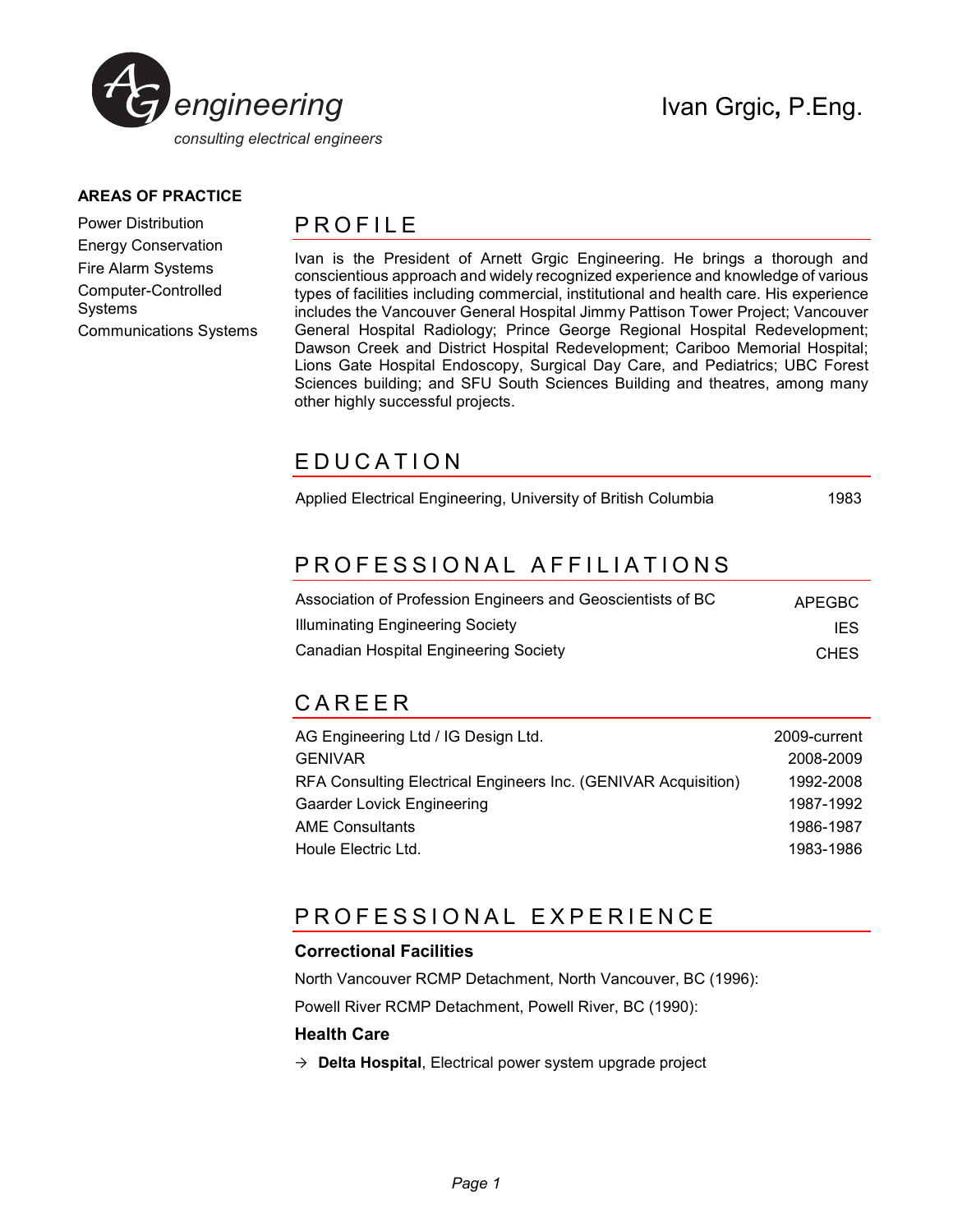AG engineering

*consulting electrical engineers*

# Ivan Grgic, P.Eng.

**AREAS OF PRACTICE**

Power Distribution
Energy Conservation
Fire Alarm Systems
Computer-Controlled Systems
Communications Systems

## PROFILE

Ivan is the President of Arnett Grgic Engineering. He brings a thorough and conscientious approach and widely recognized experience and knowledge of various types of facilities including commercial, institutional and health care. His experience includes the Vancouver General Hospital Jimmy Pattison Tower Project; Vancouver General Hospital Radiology; Prince George Regional Hospital Redevelopment; Dawson Creek and District Hospital Redevelopment; Cariboo Memorial Hospital; Lions Gate Hospital Endoscopy, Surgical Day Care, and Pediatrics; UBC Forest Sciences building; and SFU South Sciences Building and theatres, among many other highly successful projects.

## EDUCATION

| | |
|---|---|
| Applied Electrical Engineering, University of British Columbia | 1983 |

## PROFESSIONAL AFFILIATIONS

| | |
|---|---|
| Association of Profession Engineers and Geoscientists of BC | APEGBC |
| Illuminating Engineering Society | IES |
| Canadian Hospital Engineering Society | CHES |

## CAREER

| | |
|---|---|
| AG Engineering Ltd / IG Design Ltd. | 2009-current |
| GENIVAR | 2008-2009 |
| RFA Consulting Electrical Engineers Inc. (GENIVAR Acquisition) | 1992-2008 |
| Gaarder Lovick Engineering | 1987-1992 |
| AME Consultants | 1986-1987 |
| Houle Electric Ltd. | 1983-1986 |

## PROFESSIONAL EXPERIENCE

### Correctional Facilities

North Vancouver RCMP Detachment, North Vancouver, BC (1996):

Powell River RCMP Detachment, Powell River, BC (1990):

### Health Care

→ **Delta Hospital**, Electrical power system upgrade project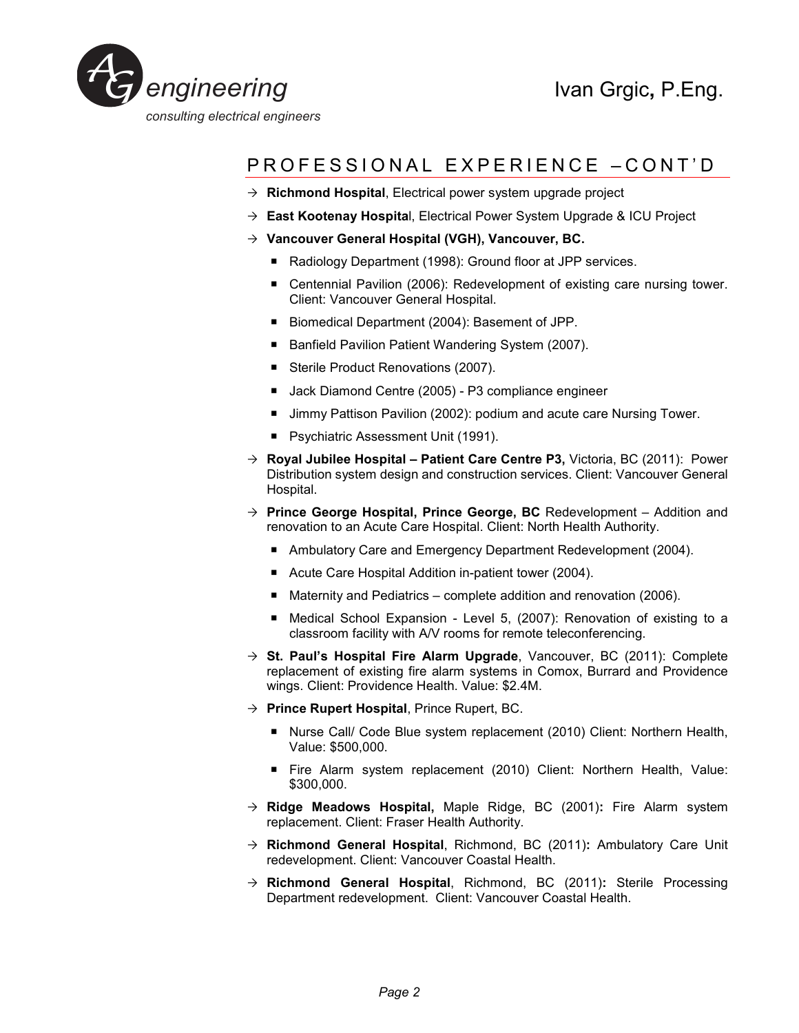## PROFESSIONAL EXPERIENCE – CONT'D

- **Richmond Hospital**, Electrical power system upgrade project
- **East Kootenay Hospital**, Electrical Power System Upgrade & ICU Project
- **Vancouver General Hospital (VGH), Vancouver, BC.**
  - Radiology Department (1998): Ground floor at JPP services.
  - Centennial Pavilion (2006): Redevelopment of existing care nursing tower. Client: Vancouver General Hospital.
  - Biomedical Department (2004): Basement of JPP.
  - Banfield Pavilion Patient Wandering System (2007).
  - Sterile Product Renovations (2007).
  - Jack Diamond Centre (2005) - P3 compliance engineer
  - Jimmy Pattison Pavilion (2002): podium and acute care Nursing Tower.
  - Psychiatric Assessment Unit (1991).
- **Royal Jubilee Hospital – Patient Care Centre P3,** Victoria, BC (2011): Power Distribution system design and construction services. Client: Vancouver General Hospital.
- **Prince George Hospital, Prince George, BC** Redevelopment – Addition and renovation to an Acute Care Hospital. Client: North Health Authority.
  - Ambulatory Care and Emergency Department Redevelopment (2004).
  - Acute Care Hospital Addition in-patient tower (2004).
  - Maternity and Pediatrics – complete addition and renovation (2006).
  - Medical School Expansion - Level 5, (2007): Renovation of existing to a classroom facility with A/V rooms for remote teleconferencing.
- **St. Paul's Hospital Fire Alarm Upgrade**, Vancouver, BC (2011): Complete replacement of existing fire alarm systems in Comox, Burrard and Providence wings. Client: Providence Health. Value: $2.4M.
- **Prince Rupert Hospital**, Prince Rupert, BC.
  - Nurse Call/ Code Blue system replacement (2010) Client: Northern Health, Value: $500,000.
  - Fire Alarm system replacement (2010) Client: Northern Health, Value: $300,000.
- **Ridge Meadows Hospital,** Maple Ridge, BC (2001)**:** Fire Alarm system replacement. Client: Fraser Health Authority.
- **Richmond General Hospital**, Richmond, BC (2011)**:** Ambulatory Care Unit redevelopment. Client: Vancouver Coastal Health.
- **Richmond General Hospital**, Richmond, BC (2011)**:** Sterile Processing Department redevelopment. Client: Vancouver Coastal Health.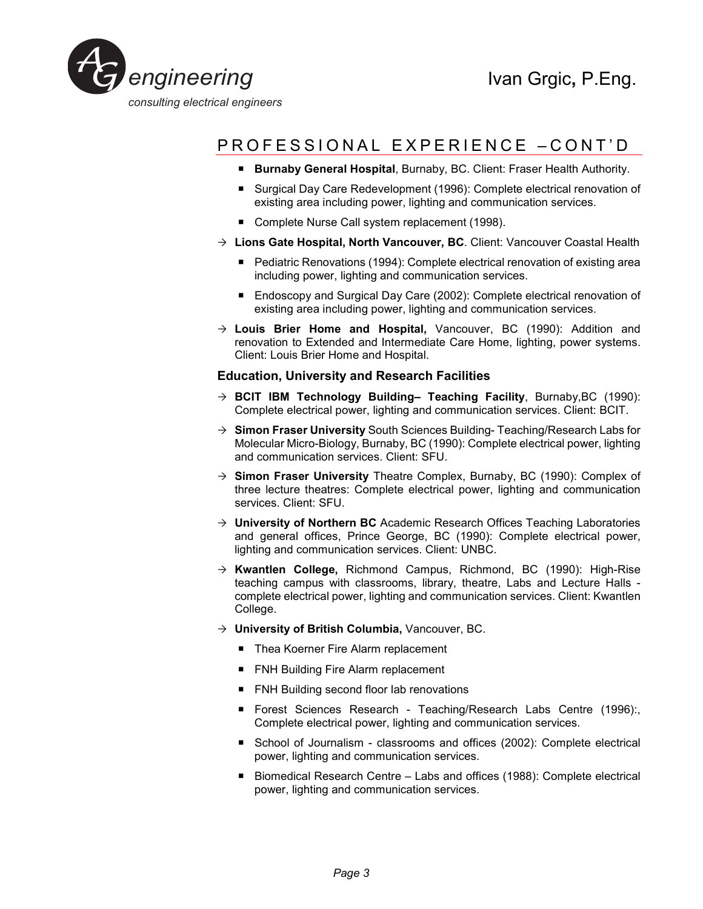## PROFESSIONAL EXPERIENCE – CONT'D

- **Burnaby General Hospital**, Burnaby, BC. Client: Fraser Health Authority.
  - Surgical Day Care Redevelopment (1996): Complete electrical renovation of existing area including power, lighting and communication services.
  - Complete Nurse Call system replacement (1998).
- → **Lions Gate Hospital, North Vancouver, BC**. Client: Vancouver Coastal Health
  - Pediatric Renovations (1994): Complete electrical renovation of existing area including power, lighting and communication services.
  - Endoscopy and Surgical Day Care (2002): Complete electrical renovation of existing area including power, lighting and communication services.
- → **Louis Brier Home and Hospital,** Vancouver, BC (1990): Addition and renovation to Extended and Intermediate Care Home, lighting, power systems. Client: Louis Brier Home and Hospital.

### Education, University and Research Facilities

- → **BCIT IBM Technology Building– Teaching Facility**, Burnaby,BC (1990): Complete electrical power, lighting and communication services. Client: BCIT.
- → **Simon Fraser University** South Sciences Building- Teaching/Research Labs for Molecular Micro-Biology, Burnaby, BC (1990): Complete electrical power, lighting and communication services. Client: SFU.
- → **Simon Fraser University** Theatre Complex, Burnaby, BC (1990): Complex of three lecture theatres: Complete electrical power, lighting and communication services. Client: SFU.
- → **University of Northern BC** Academic Research Offices Teaching Laboratories and general offices, Prince George, BC (1990): Complete electrical power, lighting and communication services. Client: UNBC.
- → **Kwantlen College,** Richmond Campus, Richmond, BC (1990): High-Rise teaching campus with classrooms, library, theatre, Labs and Lecture Halls - complete electrical power, lighting and communication services. Client: Kwantlen College.
- → **University of British Columbia,** Vancouver, BC.
  - Thea Koerner Fire Alarm replacement
  - FNH Building Fire Alarm replacement
  - FNH Building second floor lab renovations
  - Forest Sciences Research - Teaching/Research Labs Centre (1996):, Complete electrical power, lighting and communication services.
  - School of Journalism - classrooms and offices (2002): Complete electrical power, lighting and communication services.
  - Biomedical Research Centre – Labs and offices (1988): Complete electrical power, lighting and communication services.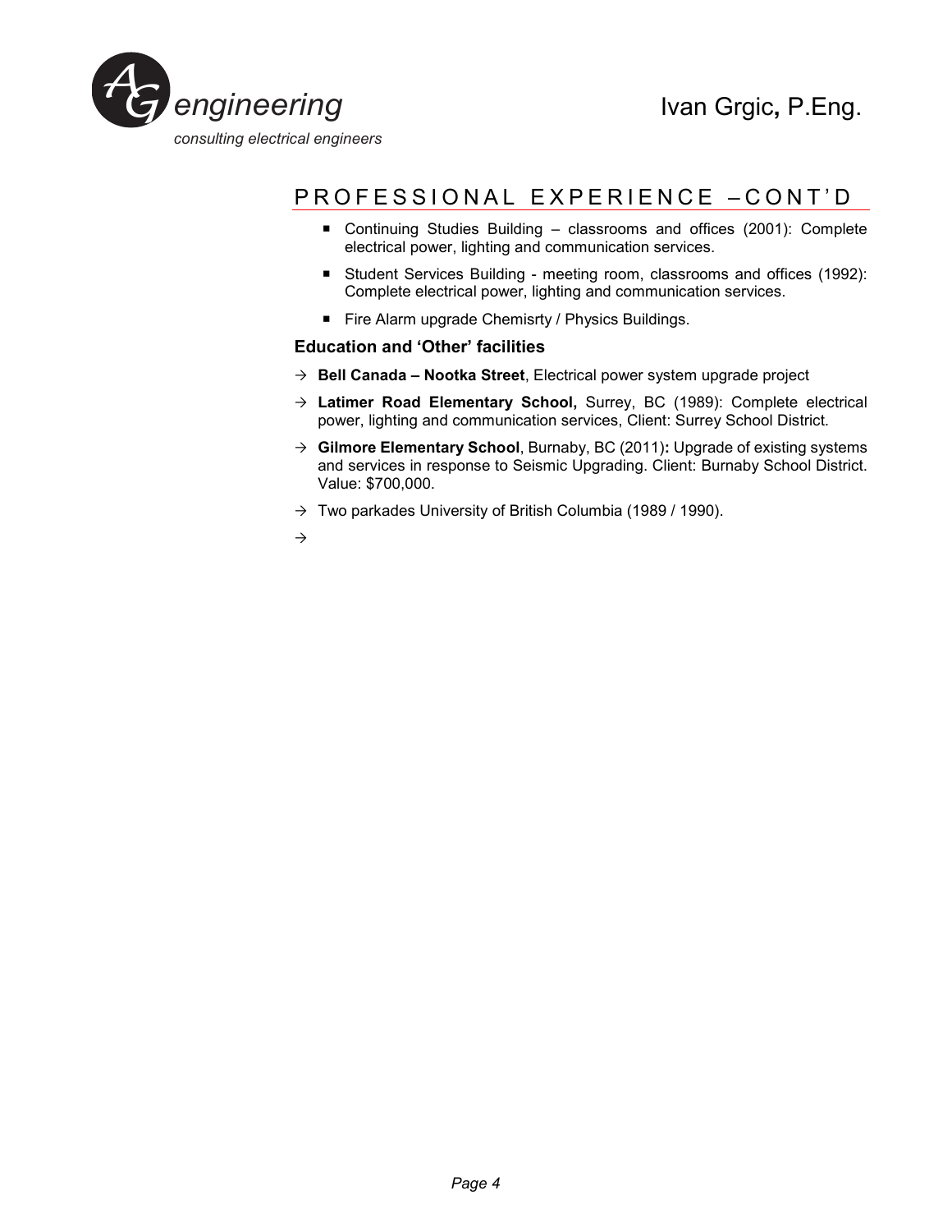## PROFESSIONAL EXPERIENCE – CONT'D

- Continuing Studies Building – classrooms and offices (2001): Complete electrical power, lighting and communication services.
- Student Services Building - meeting room, classrooms and offices (1992): Complete electrical power, lighting and communication services.
- Fire Alarm upgrade Chemisrty / Physics Buildings.

### Education and 'Other' facilities

→ **Bell Canada – Nootka Street**, Electrical power system upgrade project

→ **Latimer Road Elementary School,** Surrey, BC (1989): Complete electrical power, lighting and communication services, Client: Surrey School District.

→ **Gilmore Elementary School**, Burnaby, BC (2011)**:** Upgrade of existing systems and services in response to Seismic Upgrading. Client: Burnaby School District. Value: $700,000.

→ Two parkades University of British Columbia (1989 / 1990).

→